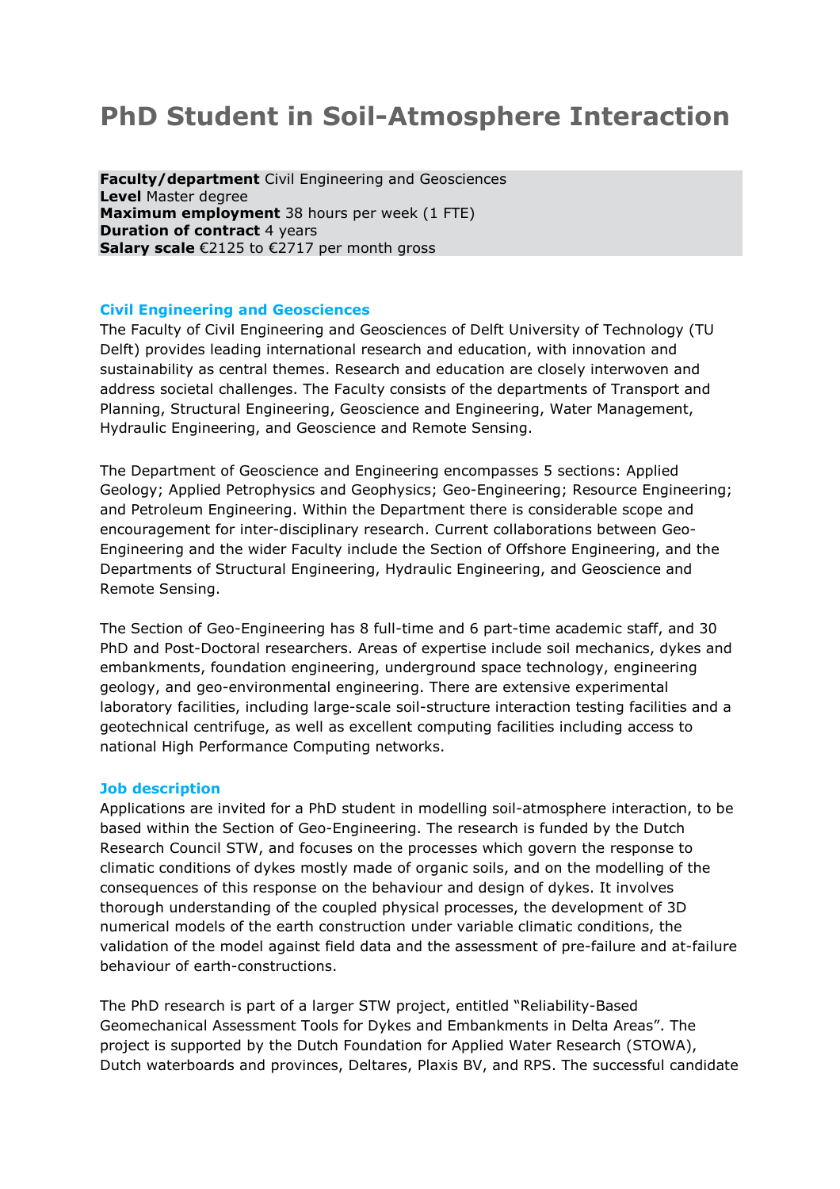# PhD Student in Soil-Atmosphere Interaction

**Faculty/department** Civil Engineering and Geosciences
**Level** Master degree
**Maximum employment** 38 hours per week (1 FTE)
**Duration of contract** 4 years
**Salary scale** €2125 to €2717 per month gross

### Civil Engineering and Geosciences

The Faculty of Civil Engineering and Geosciences of Delft University of Technology (TU Delft) provides leading international research and education, with innovation and sustainability as central themes. Research and education are closely interwoven and address societal challenges. The Faculty consists of the departments of Transport and Planning, Structural Engineering, Geoscience and Engineering, Water Management, Hydraulic Engineering, and Geoscience and Remote Sensing.

The Department of Geoscience and Engineering encompasses 5 sections: Applied Geology; Applied Petrophysics and Geophysics; Geo-Engineering; Resource Engineering; and Petroleum Engineering. Within the Department there is considerable scope and encouragement for inter-disciplinary research. Current collaborations between Geo-Engineering and the wider Faculty include the Section of Offshore Engineering, and the Departments of Structural Engineering, Hydraulic Engineering, and Geoscience and Remote Sensing.

The Section of Geo-Engineering has 8 full-time and 6 part-time academic staff, and 30 PhD and Post-Doctoral researchers. Areas of expertise include soil mechanics, dykes and embankments, foundation engineering, underground space technology, engineering geology, and geo-environmental engineering. There are extensive experimental laboratory facilities, including large-scale soil-structure interaction testing facilities and a geotechnical centrifuge, as well as excellent computing facilities including access to national High Performance Computing networks.

### Job description

Applications are invited for a PhD student in modelling soil-atmosphere interaction, to be based within the Section of Geo-Engineering. The research is funded by the Dutch Research Council STW, and focuses on the processes which govern the response to climatic conditions of dykes mostly made of organic soils, and on the modelling of the consequences of this response on the behaviour and design of dykes. It involves thorough understanding of the coupled physical processes, the development of 3D numerical models of the earth construction under variable climatic conditions, the validation of the model against field data and the assessment of pre-failure and at-failure behaviour of earth-constructions.

The PhD research is part of a larger STW project, entitled "Reliability-Based Geomechanical Assessment Tools for Dykes and Embankments in Delta Areas". The project is supported by the Dutch Foundation for Applied Water Research (STOWA), Dutch waterboards and provinces, Deltares, Plaxis BV, and RPS. The successful candidate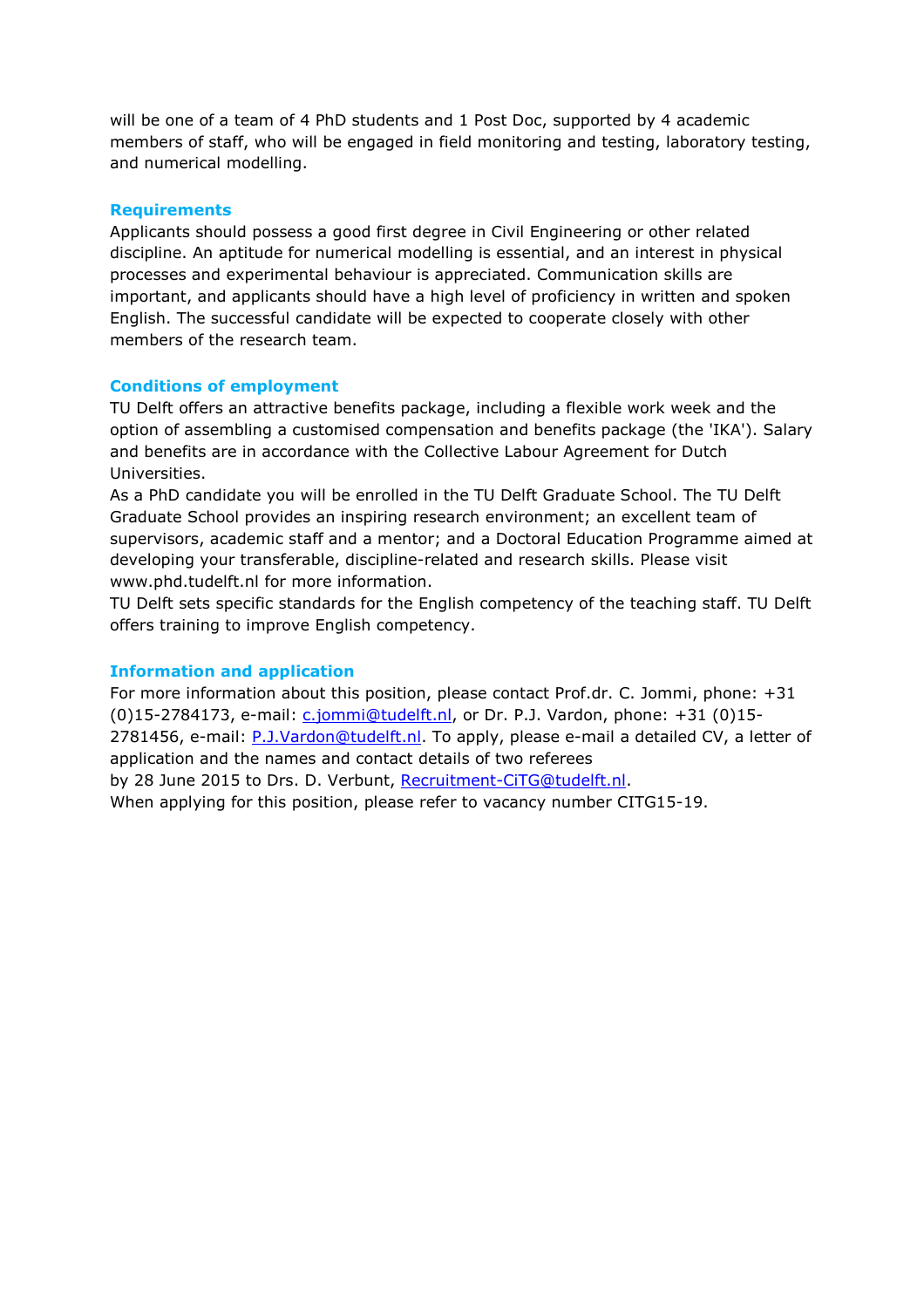will be one of a team of 4 PhD students and 1 Post Doc, supported by 4 academic members of staff, who will be engaged in field monitoring and testing, laboratory testing, and numerical modelling.

### Requirements

Applicants should possess a good first degree in Civil Engineering or other related discipline. An aptitude for numerical modelling is essential, and an interest in physical processes and experimental behaviour is appreciated. Communication skills are important, and applicants should have a high level of proficiency in written and spoken English. The successful candidate will be expected to cooperate closely with other members of the research team.

### Conditions of employment

TU Delft offers an attractive benefits package, including a flexible work week and the option of assembling a customised compensation and benefits package (the 'IKA'). Salary and benefits are in accordance with the Collective Labour Agreement for Dutch Universities.

As a PhD candidate you will be enrolled in the TU Delft Graduate School. The TU Delft Graduate School provides an inspiring research environment; an excellent team of supervisors, academic staff and a mentor; and a Doctoral Education Programme aimed at developing your transferable, discipline-related and research skills. Please visit www.phd.tudelft.nl for more information.

TU Delft sets specific standards for the English competency of the teaching staff. TU Delft offers training to improve English competency.

### Information and application

For more information about this position, please contact Prof.dr. C. Jommi, phone: +31 (0)15-2784173, e-mail: c.jommi@tudelft.nl, or Dr. P.J. Vardon, phone: +31 (0)15-2781456, e-mail: P.J.Vardon@tudelft.nl. To apply, please e-mail a detailed CV, a letter of application and the names and contact details of two referees by 28 June 2015 to Drs. D. Verbunt, Recruitment-CiTG@tudelft.nl.

When applying for this position, please refer to vacancy number CITG15-19.